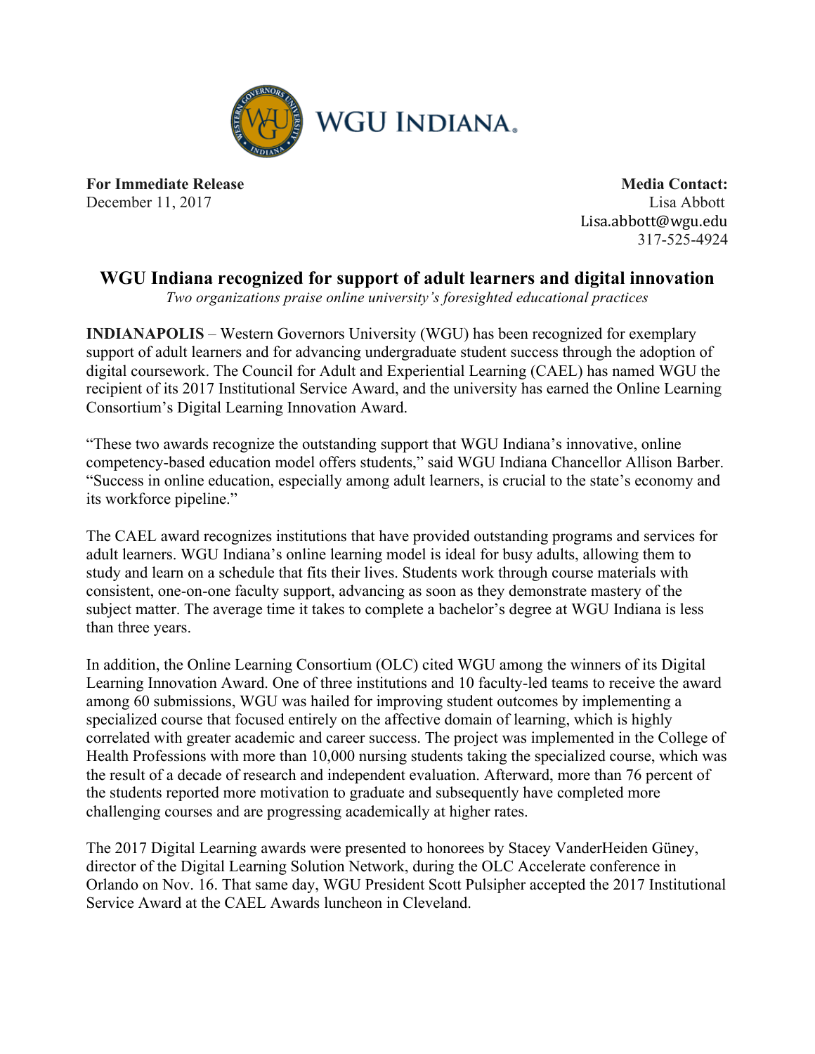WGU INDIANA.

**For Immediate Release**
December 11, 2017

**Media Contact:**
Lisa Abbott
Lisa.abbott@wgu.edu
317-525-4924

# WGU Indiana recognized for support of adult learners and digital innovation

*Two organizations praise online university's foresighted educational practices*

**INDIANAPOLIS** – Western Governors University (WGU) has been recognized for exemplary support of adult learners and for advancing undergraduate student success through the adoption of digital coursework. The Council for Adult and Experiential Learning (CAEL) has named WGU the recipient of its 2017 Institutional Service Award, and the university has earned the Online Learning Consortium's Digital Learning Innovation Award.

"These two awards recognize the outstanding support that WGU Indiana's innovative, online competency-based education model offers students," said WGU Indiana Chancellor Allison Barber. "Success in online education, especially among adult learners, is crucial to the state's economy and its workforce pipeline."

The CAEL award recognizes institutions that have provided outstanding programs and services for adult learners. WGU Indiana's online learning model is ideal for busy adults, allowing them to study and learn on a schedule that fits their lives. Students work through course materials with consistent, one-on-one faculty support, advancing as soon as they demonstrate mastery of the subject matter. The average time it takes to complete a bachelor's degree at WGU Indiana is less than three years.

In addition, the Online Learning Consortium (OLC) cited WGU among the winners of its Digital Learning Innovation Award. One of three institutions and 10 faculty-led teams to receive the award among 60 submissions, WGU was hailed for improving student outcomes by implementing a specialized course that focused entirely on the affective domain of learning, which is highly correlated with greater academic and career success. The project was implemented in the College of Health Professions with more than 10,000 nursing students taking the specialized course, which was the result of a decade of research and independent evaluation. Afterward, more than 76 percent of the students reported more motivation to graduate and subsequently have completed more challenging courses and are progressing academically at higher rates.

The 2017 Digital Learning awards were presented to honorees by Stacey VanderHeiden Güney, director of the Digital Learning Solution Network, during the OLC Accelerate conference in Orlando on Nov. 16. That same day, WGU President Scott Pulsipher accepted the 2017 Institutional Service Award at the CAEL Awards luncheon in Cleveland.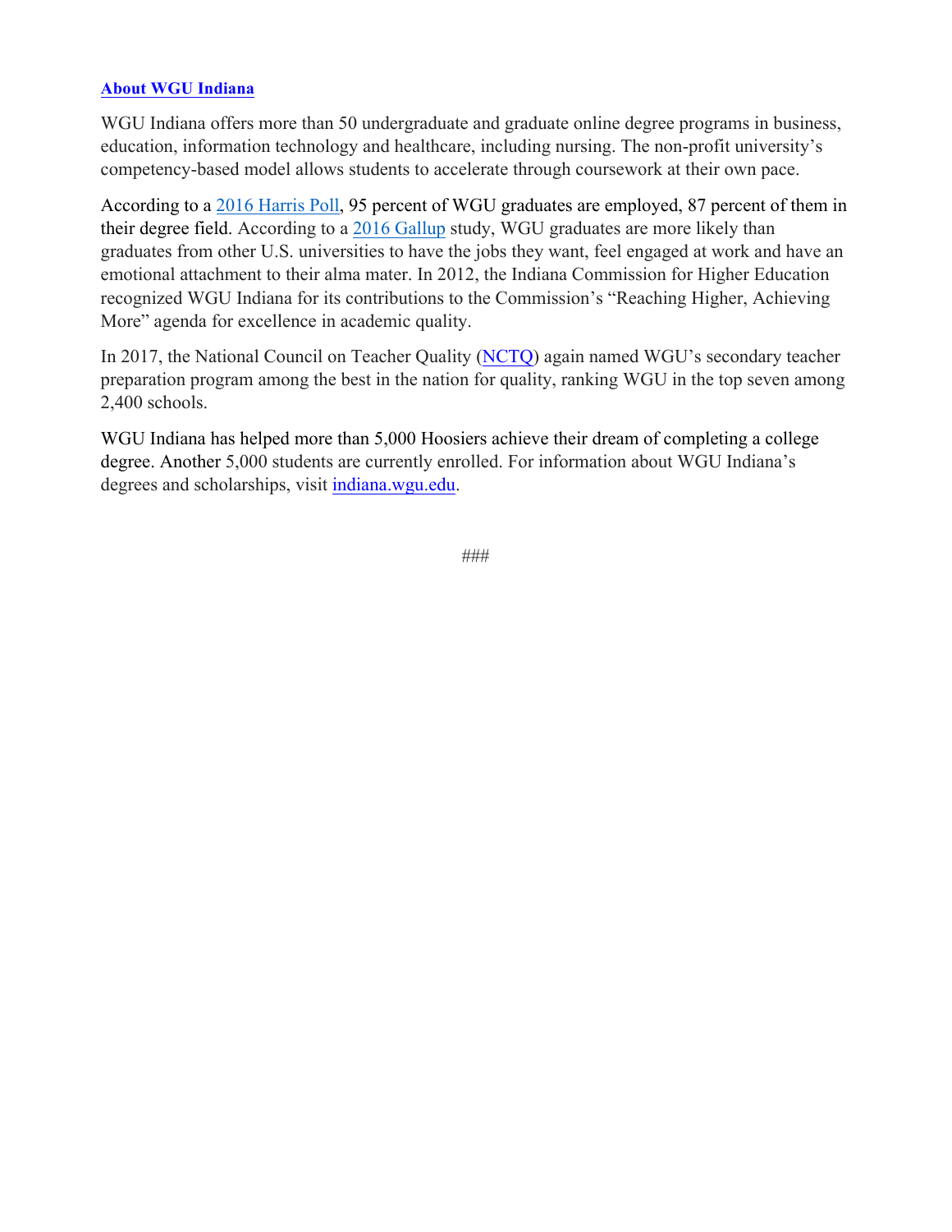**About WGU Indiana**

WGU Indiana offers more than 50 undergraduate and graduate online degree programs in business, education, information technology and healthcare, including nursing. The non-profit university's competency-based model allows students to accelerate through coursework at their own pace.

According to a 2016 Harris Poll, 95 percent of WGU graduates are employed, 87 percent of them in their degree field. According to a 2016 Gallup study, WGU graduates are more likely than graduates from other U.S. universities to have the jobs they want, feel engaged at work and have an emotional attachment to their alma mater. In 2012, the Indiana Commission for Higher Education recognized WGU Indiana for its contributions to the Commission's "Reaching Higher, Achieving More" agenda for excellence in academic quality.

In 2017, the National Council on Teacher Quality (NCTQ) again named WGU's secondary teacher preparation program among the best in the nation for quality, ranking WGU in the top seven among 2,400 schools.

WGU Indiana has helped more than 5,000 Hoosiers achieve their dream of completing a college degree. Another 5,000 students are currently enrolled. For information about WGU Indiana's degrees and scholarships, visit indiana.wgu.edu.

###